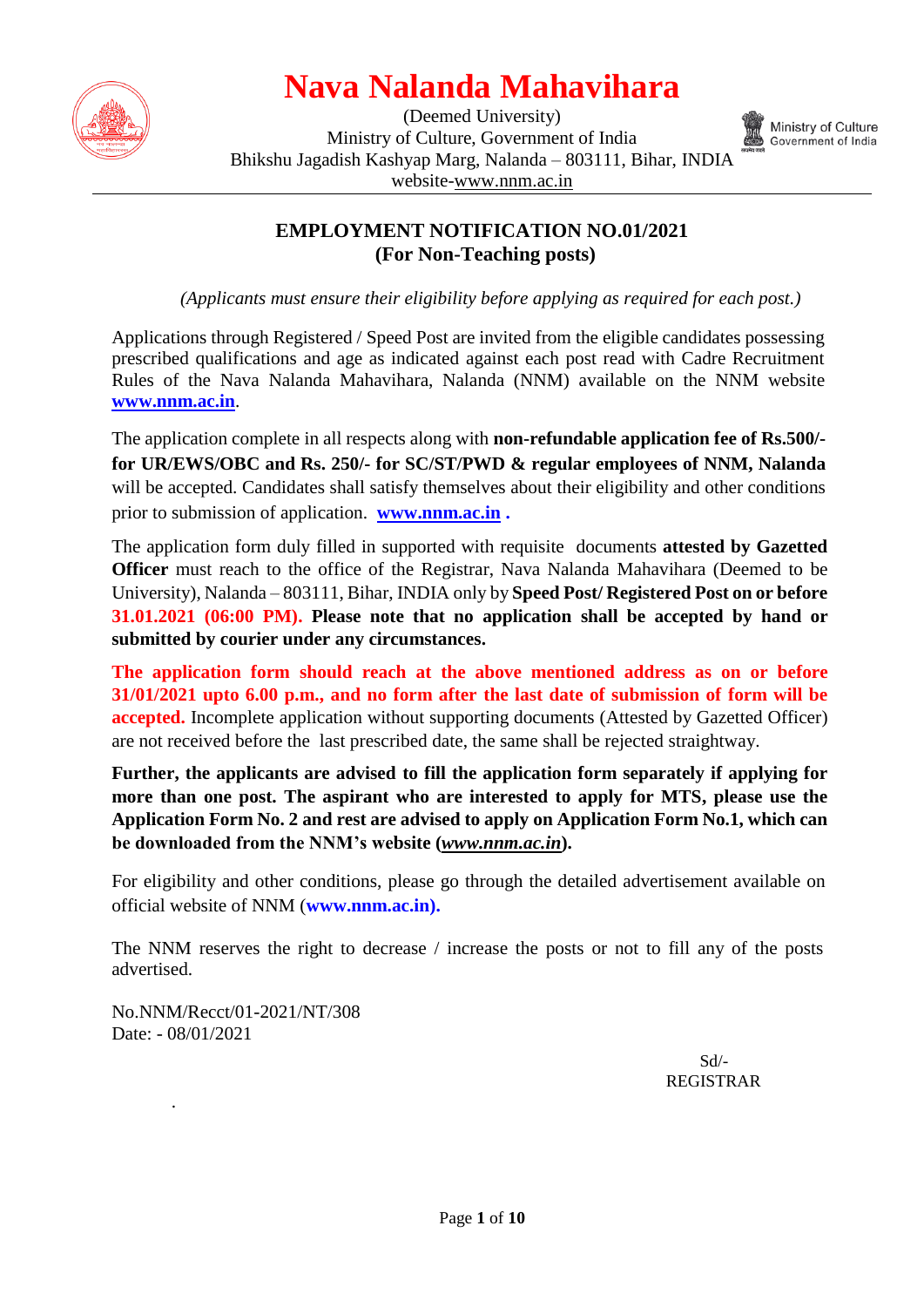# Nava Nalanda Mahavihara

(Deemed University)
Ministry of Culture, Government of India
Bhikshu Jagadish Kashyap Marg, Nalanda – 803111, Bihar, INDIA
website-www.nnm.ac.in

Ministry of Culture
Government of India

## EMPLOYMENT NOTIFICATION NO.01/2021
## (For Non-Teaching posts)

*(Applicants must ensure their eligibility before applying as required for each post.)*

Applications through Registered / Speed Post are invited from the eligible candidates possessing prescribed qualifications and age as indicated against each post read with Cadre Recruitment Rules of the Nava Nalanda Mahavihara, Nalanda (NNM) available on the NNM website **www.nnm.ac.in**.

The application complete in all respects along with **non-refundable application fee of Rs.500/- for UR/EWS/OBC and Rs. 250/- for SC/ST/PWD & regular employees of NNM, Nalanda** will be accepted. Candidates shall satisfy themselves about their eligibility and other conditions prior to submission of application. **www.nnm.ac.in .**

The application form duly filled in supported with requisite documents **attested by Gazetted Officer** must reach to the office of the Registrar, Nava Nalanda Mahavihara (Deemed to be University), Nalanda – 803111, Bihar, INDIA only by **Speed Post/ Registered Post on or before 31.01.2021 (06:00 PM). Please note that no application shall be accepted by hand or submitted by courier under any circumstances.**

**The application form should reach at the above mentioned address as on or before 31/01/2021 upto 6.00 p.m., and no form after the last date of submission of form will be accepted.** Incomplete application without supporting documents (Attested by Gazetted Officer) are not received before the last prescribed date, the same shall be rejected straightway.

**Further, the applicants are advised to fill the application form separately if applying for more than one post. The aspirant who are interested to apply for MTS, please use the Application Form No. 2 and rest are advised to apply on Application Form No.1, which can be downloaded from the NNM's website (*www.nnm.ac.in*).**

For eligibility and other conditions, please go through the detailed advertisement available on official website of NNM (**www.nnm.ac.in).**

The NNM reserves the right to decrease / increase the posts or not to fill any of the posts advertised.

No.NNM/Recct/01-2021/NT/308
Date: - 08/01/2021

Sd/-
REGISTRAR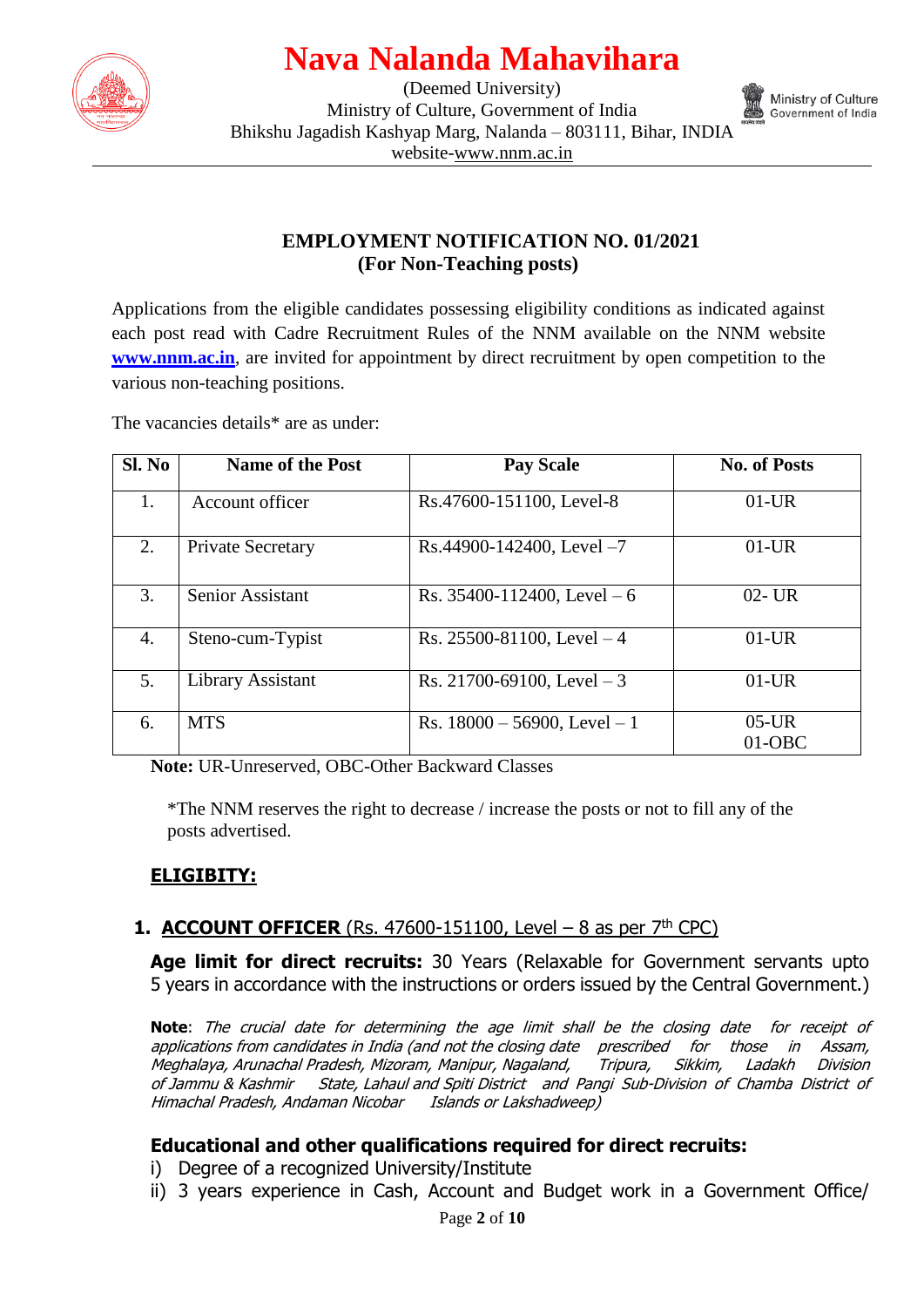# Nava Nalanda Mahavihara

(Deemed University)
Ministry of Culture, Government of India
Bhikshu Jagadish Kashyap Marg, Nalanda – 803111, Bihar, INDIA
website-www.nnm.ac.in

## EMPLOYMENT NOTIFICATION NO. 01/2021
## (For Non-Teaching posts)

Applications from the eligible candidates possessing eligibility conditions as indicated against each post read with Cadre Recruitment Rules of the NNM available on the NNM website **www.nnm.ac.in**, are invited for appointment by direct recruitment by open competition to the various non-teaching positions.

The vacancies details* are as under:

| Sl. No | Name of the Post | Pay Scale | No. of Posts |
|---|---|---|---|
| 1. | Account officer | Rs.47600-151100, Level-8 | 01-UR |
| 2. | Private Secretary | Rs.44900-142400, Level –7 | 01-UR |
| 3. | Senior Assistant | Rs. 35400-112400, Level – 6 | 02- UR |
| 4. | Steno-cum-Typist | Rs. 25500-81100, Level – 4 | 01-UR |
| 5. | Library Assistant | Rs. 21700-69100, Level – 3 | 01-UR |
| 6. | MTS | Rs. 18000 – 56900, Level – 1 | 05-UR<br>01-OBC |

**Note:** UR-Unreserved, OBC-Other Backward Classes

*The NNM reserves the right to decrease / increase the posts or not to fill any of the posts advertised.

## ELIGIBITY:

### 1. ACCOUNT OFFICER (Rs. 47600-151100, Level – 8 as per 7th CPC)

**Age limit for direct recruits:** 30 Years (Relaxable for Government servants upto 5 years in accordance with the instructions or orders issued by the Central Government.)

**Note**: *The crucial date for determining the age limit shall be the closing date for receipt of applications from candidates in India (and not the closing date prescribed for those in Assam, Meghalaya, Arunachal Pradesh, Mizoram, Manipur, Nagaland, Tripura, Sikkim, Ladakh Division of Jammu & Kashmir State, Lahaul and Spiti District and Pangi Sub-Division of Chamba District of Himachal Pradesh, Andaman Nicobar Islands or Lakshadweep)*

**Educational and other qualifications required for direct recruits:**

i) Degree of a recognized University/Institute
ii) 3 years experience in Cash, Account and Budget work in a Government Office/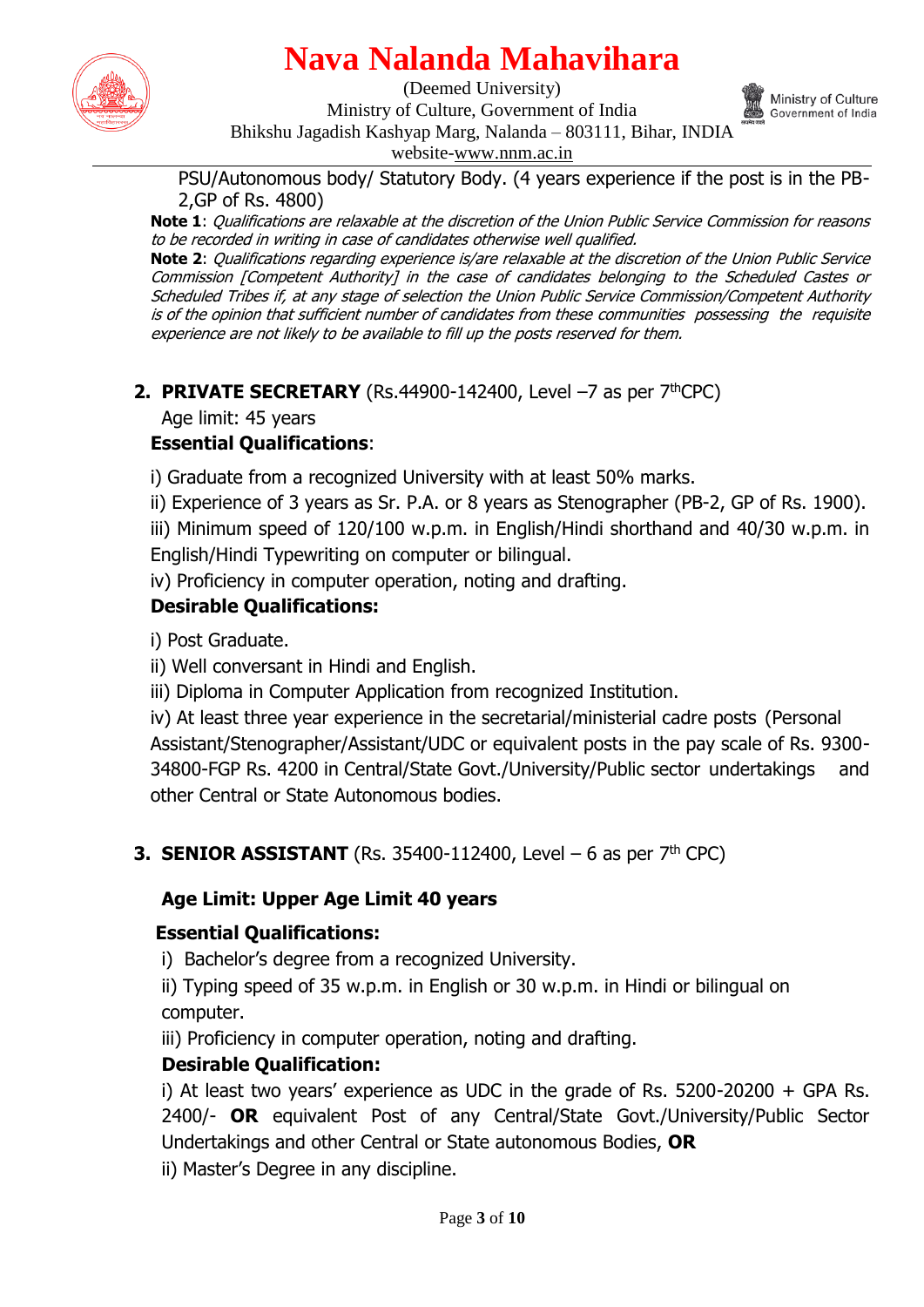PSU/Autonomous body/ Statutory Body. (4 years experience if the post is in the PB-2,GP of Rs. 4800)

**Note 1**: *Qualifications are relaxable at the discretion of the Union Public Service Commission for reasons to be recorded in writing in case of candidates otherwise well qualified.*

**Note 2**: *Qualifications regarding experience is/are relaxable at the discretion of the Union Public Service Commission [Competent Authority] in the case of candidates belonging to the Scheduled Castes or Scheduled Tribes if, at any stage of selection the Union Public Service Commission/Competent Authority is of the opinion that sufficient number of candidates from these communities possessing the requisite experience are not likely to be available to fill up the posts reserved for them.*

**2. PRIVATE SECRETARY** (Rs.44900-142400, Level –7 as per 7thCPC)

Age limit: 45 years

**Essential Qualifications**:

i) Graduate from a recognized University with at least 50% marks.

ii) Experience of 3 years as Sr. P.A. or 8 years as Stenographer (PB-2, GP of Rs. 1900).

iii) Minimum speed of 120/100 w.p.m. in English/Hindi shorthand and 40/30 w.p.m. in English/Hindi Typewriting on computer or bilingual.

iv) Proficiency in computer operation, noting and drafting.

**Desirable Qualifications:**

i) Post Graduate.

ii) Well conversant in Hindi and English.

iii) Diploma in Computer Application from recognized Institution.

iv) At least three year experience in the secretarial/ministerial cadre posts (Personal Assistant/Stenographer/Assistant/UDC or equivalent posts in the pay scale of Rs. 9300-34800-FGP Rs. 4200 in Central/State Govt./University/Public sector undertakings and other Central or State Autonomous bodies.

**3. SENIOR ASSISTANT** (Rs. 35400-112400, Level – 6 as per 7th CPC)

**Age Limit: Upper Age Limit 40 years**

**Essential Qualifications:**

i) Bachelor's degree from a recognized University.

ii) Typing speed of 35 w.p.m. in English or 30 w.p.m. in Hindi or bilingual on computer.

iii) Proficiency in computer operation, noting and drafting.

**Desirable Qualification:**

i) At least two years' experience as UDC in the grade of Rs. 5200-20200 + GPA Rs. 2400/- **OR** equivalent Post of any Central/State Govt./University/Public Sector Undertakings and other Central or State autonomous Bodies, **OR**

ii) Master's Degree in any discipline.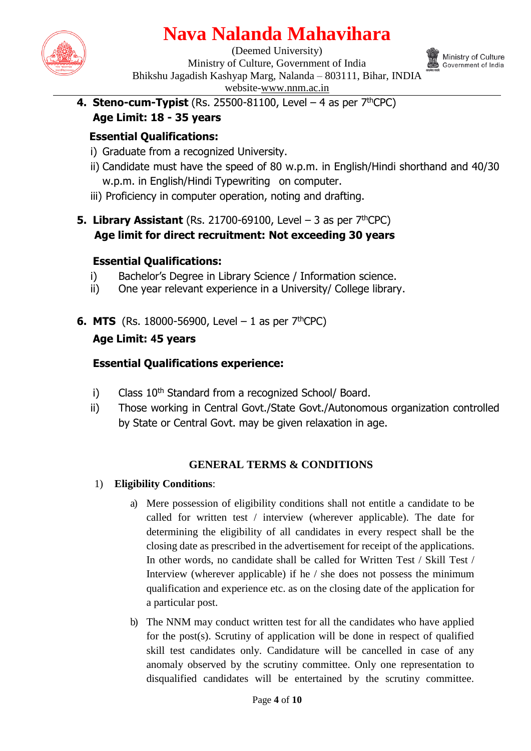4. **Steno-cum-Typist** (Rs. 25500-81100, Level – 4 as per 7thCPC)
   **Age Limit: 18 - 35 years**

   **Essential Qualifications:**

   i) Graduate from a recognized University.
   ii) Candidate must have the speed of 80 w.p.m. in English/Hindi shorthand and 40/30 w.p.m. in English/Hindi Typewriting on computer.
   iii) Proficiency in computer operation, noting and drafting.

5. **Library Assistant** (Rs. 21700-69100, Level – 3 as per 7thCPC)
   **Age limit for direct recruitment: Not exceeding 30 years**

   **Essential Qualifications:**

   i) Bachelor's Degree in Library Science / Information science.
   ii) One year relevant experience in a University/ College library.

6. **MTS** (Rs. 18000-56900, Level – 1 as per 7thCPC)
   **Age Limit: 45 years**

   **Essential Qualifications experience:**

   i) Class 10th Standard from a recognized School/ Board.
   ii) Those working in Central Govt./State Govt./Autonomous organization controlled by State or Central Govt. may be given relaxation in age.

## GENERAL TERMS & CONDITIONS

1) **Eligibility Conditions**:

   a) Mere possession of eligibility conditions shall not entitle a candidate to be called for written test / interview (wherever applicable). The date for determining the eligibility of all candidates in every respect shall be the closing date as prescribed in the advertisement for receipt of the applications. In other words, no candidate shall be called for Written Test / Skill Test / Interview (wherever applicable) if he / she does not possess the minimum qualification and experience etc. as on the closing date of the application for a particular post.

   b) The NNM may conduct written test for all the candidates who have applied for the post(s). Scrutiny of application will be done in respect of qualified skill test candidates only. Candidature will be cancelled in case of any anomaly observed by the scrutiny committee. Only one representation to disqualified candidates will be entertained by the scrutiny committee.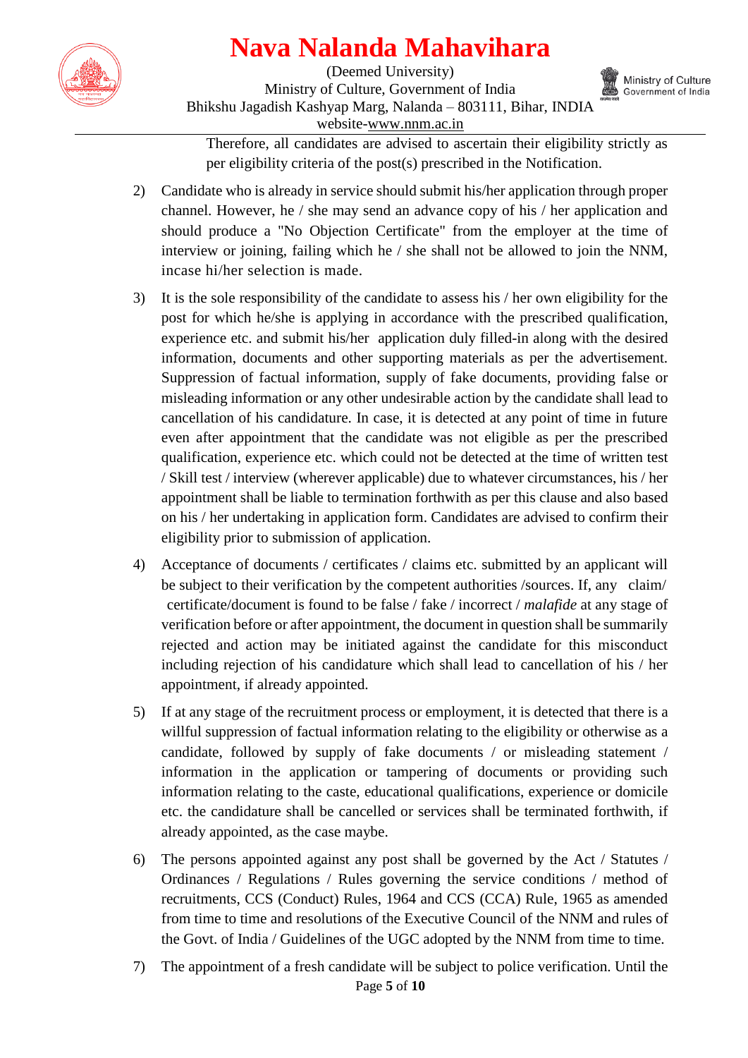Therefore, all candidates are advised to ascertain their eligibility strictly as per eligibility criteria of the post(s) prescribed in the Notification.

2) Candidate who is already in service should submit his/her application through proper channel. However, he / she may send an advance copy of his / her application and should produce a "No Objection Certificate" from the employer at the time of interview or joining, failing which he / she shall not be allowed to join the NNM, incase hi/her selection is made.

3) It is the sole responsibility of the candidate to assess his / her own eligibility for the post for which he/she is applying in accordance with the prescribed qualification, experience etc. and submit his/her application duly filled-in along with the desired information, documents and other supporting materials as per the advertisement. Suppression of factual information, supply of fake documents, providing false or misleading information or any other undesirable action by the candidate shall lead to cancellation of his candidature. In case, it is detected at any point of time in future even after appointment that the candidate was not eligible as per the prescribed qualification, experience etc. which could not be detected at the time of written test / Skill test / interview (wherever applicable) due to whatever circumstances, his / her appointment shall be liable to termination forthwith as per this clause and also based on his / her undertaking in application form. Candidates are advised to confirm their eligibility prior to submission of application.

4) Acceptance of documents / certificates / claims etc. submitted by an applicant will be subject to their verification by the competent authorities /sources. If, any claim/ certificate/document is found to be false / fake / incorrect / *malafide* at any stage of verification before or after appointment, the document in question shall be summarily rejected and action may be initiated against the candidate for this misconduct including rejection of his candidature which shall lead to cancellation of his / her appointment, if already appointed.

5) If at any stage of the recruitment process or employment, it is detected that there is a willful suppression of factual information relating to the eligibility or otherwise as a candidate, followed by supply of fake documents / or misleading statement / information in the application or tampering of documents or providing such information relating to the caste, educational qualifications, experience or domicile etc. the candidature shall be cancelled or services shall be terminated forthwith, if already appointed, as the case maybe.

6) The persons appointed against any post shall be governed by the Act / Statutes / Ordinances / Regulations / Rules governing the service conditions / method of recruitments, CCS (Conduct) Rules, 1964 and CCS (CCA) Rule, 1965 as amended from time to time and resolutions of the Executive Council of the NNM and rules of the Govt. of India / Guidelines of the UGC adopted by the NNM from time to time.

7) The appointment of a fresh candidate will be subject to police verification. Until the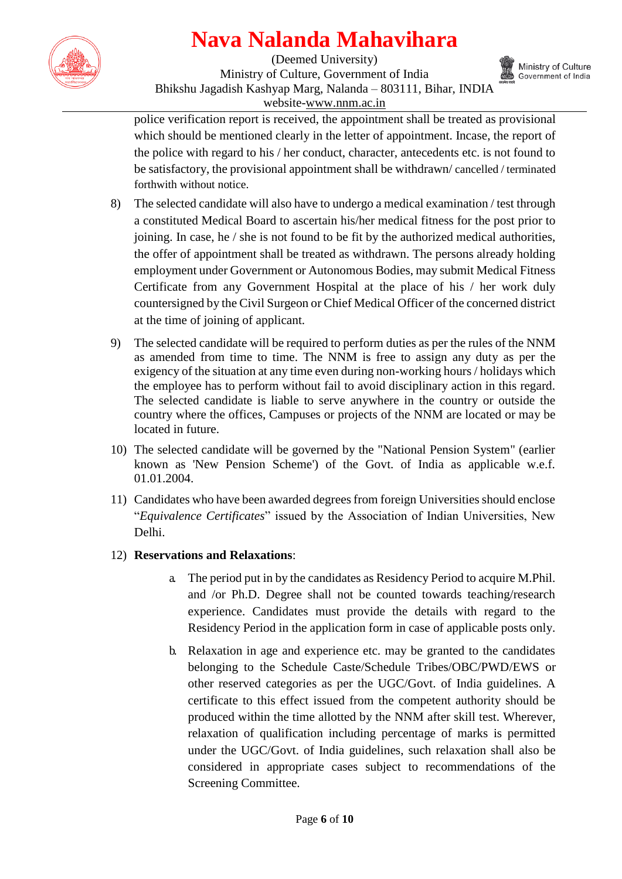police verification report is received, the appointment shall be treated as provisional which should be mentioned clearly in the letter of appointment. Incase, the report of the police with regard to his / her conduct, character, antecedents etc. is not found to be satisfactory, the provisional appointment shall be withdrawn/ cancelled / terminated forthwith without notice.

8) The selected candidate will also have to undergo a medical examination / test through a constituted Medical Board to ascertain his/her medical fitness for the post prior to joining. In case, he / she is not found to be fit by the authorized medical authorities, the offer of appointment shall be treated as withdrawn. The persons already holding employment under Government or Autonomous Bodies, may submit Medical Fitness Certificate from any Government Hospital at the place of his / her work duly countersigned by the Civil Surgeon or Chief Medical Officer of the concerned district at the time of joining of applicant.

9) The selected candidate will be required to perform duties as per the rules of the NNM as amended from time to time. The NNM is free to assign any duty as per the exigency of the situation at any time even during non-working hours / holidays which the employee has to perform without fail to avoid disciplinary action in this regard. The selected candidate is liable to serve anywhere in the country or outside the country where the offices, Campuses or projects of the NNM are located or may be located in future.

10) The selected candidate will be governed by the "National Pension System" (earlier known as 'New Pension Scheme') of the Govt. of India as applicable w.e.f. 01.01.2004.

11) Candidates who have been awarded degrees from foreign Universities should enclose "*Equivalence Certificates*" issued by the Association of Indian Universities, New Delhi.

12) **Reservations and Relaxations**:

    a. The period put in by the candidates as Residency Period to acquire M.Phil. and /or Ph.D. Degree shall not be counted towards teaching/research experience. Candidates must provide the details with regard to the Residency Period in the application form in case of applicable posts only.

    b. Relaxation in age and experience etc. may be granted to the candidates belonging to the Schedule Caste/Schedule Tribes/OBC/PWD/EWS or other reserved categories as per the UGC/Govt. of India guidelines. A certificate to this effect issued from the competent authority should be produced within the time allotted by the NNM after skill test. Wherever, relaxation of qualification including percentage of marks is permitted under the UGC/Govt. of India guidelines, such relaxation shall also be considered in appropriate cases subject to recommendations of the Screening Committee.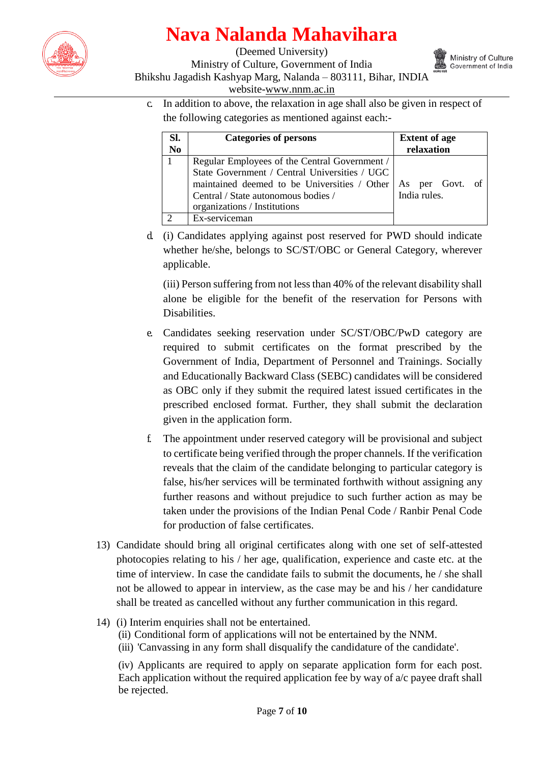c. In addition to above, the relaxation in age shall also be given in respect of the following categories as mentioned against each:-

| Sl. No | Categories of persons | Extent of age relaxation |
|---|---|---|
| 1 | Regular Employees of the Central Government / State Government / Central Universities / UGC maintained deemed to be Universities / Other Central / State autonomous bodies / organizations / Institutions | As per Govt. of India rules. |
| 2 | Ex-serviceman | |

d. (i) Candidates applying against post reserved for PWD should indicate whether he/she, belongs to SC/ST/OBC or General Category, wherever applicable.

(iii) Person suffering from not less than 40% of the relevant disability shall alone be eligible for the benefit of the reservation for Persons with Disabilities.

e. Candidates seeking reservation under SC/ST/OBC/PwD category are required to submit certificates on the format prescribed by the Government of India, Department of Personnel and Trainings. Socially and Educationally Backward Class (SEBC) candidates will be considered as OBC only if they submit the required latest issued certificates in the prescribed enclosed format. Further, they shall submit the declaration given in the application form.

f. The appointment under reserved category will be provisional and subject to certificate being verified through the proper channels. If the verification reveals that the claim of the candidate belonging to particular category is false, his/her services will be terminated forthwith without assigning any further reasons and without prejudice to such further action as may be taken under the provisions of the Indian Penal Code / Ranbir Penal Code for production of false certificates.

13) Candidate should bring all original certificates along with one set of self-attested photocopies relating to his / her age, qualification, experience and caste etc. at the time of interview. In case the candidate fails to submit the documents, he / she shall not be allowed to appear in interview, as the case may be and his / her candidature shall be treated as cancelled without any further communication in this regard.

14) (i) Interim enquiries shall not be entertained.
(ii) Conditional form of applications will not be entertained by the NNM.
(iii) 'Canvassing in any form shall disqualify the candidature of the candidate'.

(iv) Applicants are required to apply on separate application form for each post. Each application without the required application fee by way of a/c payee draft shall be rejected.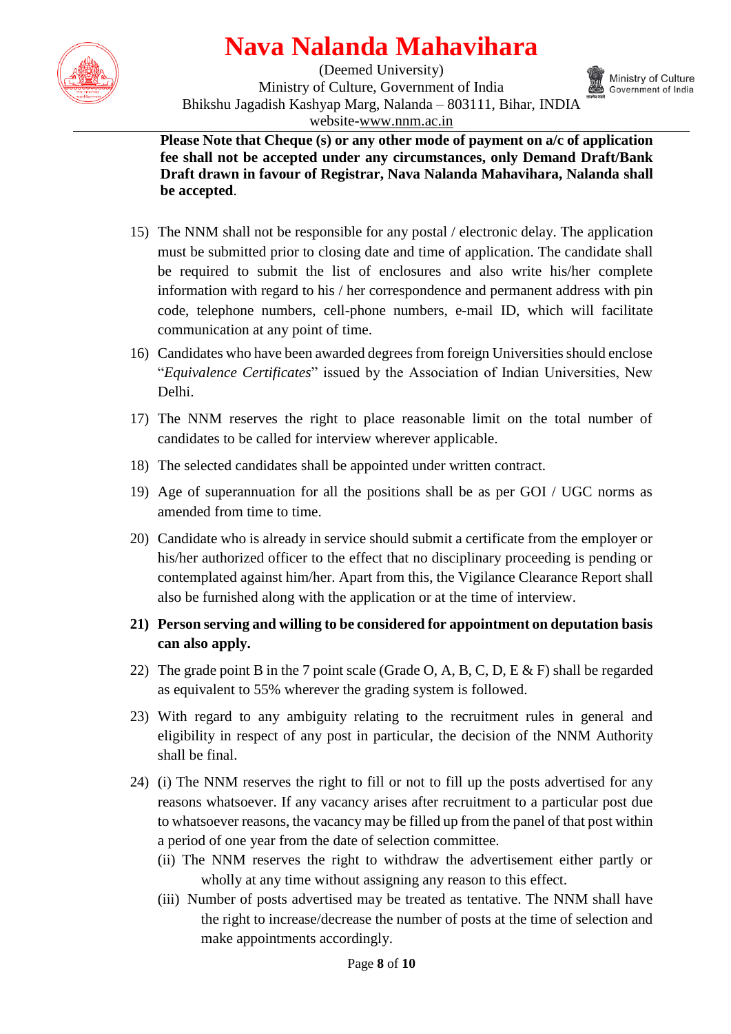**Please Note that Cheque (s) or any other mode of payment on a/c of application fee shall not be accepted under any circumstances, only Demand Draft/Bank Draft drawn in favour of Registrar, Nava Nalanda Mahavihara, Nalanda shall be accepted**.

15) The NNM shall not be responsible for any postal / electronic delay. The application must be submitted prior to closing date and time of application. The candidate shall be required to submit the list of enclosures and also write his/her complete information with regard to his / her correspondence and permanent address with pin code, telephone numbers, cell-phone numbers, e-mail ID, which will facilitate communication at any point of time.
16) Candidates who have been awarded degrees from foreign Universities should enclose "*Equivalence Certificates*" issued by the Association of Indian Universities, New Delhi.
17) The NNM reserves the right to place reasonable limit on the total number of candidates to be called for interview wherever applicable.
18) The selected candidates shall be appointed under written contract.
19) Age of superannuation for all the positions shall be as per GOI / UGC norms as amended from time to time.
20) Candidate who is already in service should submit a certificate from the employer or his/her authorized officer to the effect that no disciplinary proceeding is pending or contemplated against him/her. Apart from this, the Vigilance Clearance Report shall also be furnished along with the application or at the time of interview.
21) **Person serving and willing to be considered for appointment on deputation basis can also apply.**
22) The grade point B in the 7 point scale (Grade O, A, B, C, D, E & F) shall be regarded as equivalent to 55% wherever the grading system is followed.
23) With regard to any ambiguity relating to the recruitment rules in general and eligibility in respect of any post in particular, the decision of the NNM Authority shall be final.
24) (i) The NNM reserves the right to fill or not to fill up the posts advertised for any reasons whatsoever. If any vacancy arises after recruitment to a particular post due to whatsoever reasons, the vacancy may be filled up from the panel of that post within a period of one year from the date of selection committee.

    (ii) The NNM reserves the right to withdraw the advertisement either partly or wholly at any time without assigning any reason to this effect.

    (iii) Number of posts advertised may be treated as tentative. The NNM shall have the right to increase/decrease the number of posts at the time of selection and make appointments accordingly.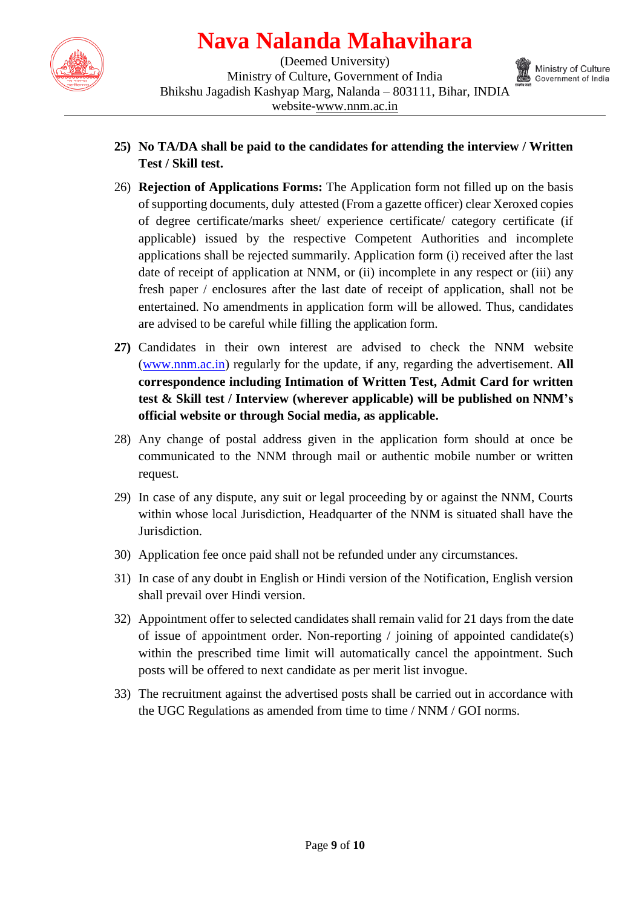25) **No TA/DA shall be paid to the candidates for attending the interview / Written Test / Skill test.**

26) **Rejection of Applications Forms:** The Application form not filled up on the basis of supporting documents, duly attested (From a gazette officer) clear Xeroxed copies of degree certificate/marks sheet/ experience certificate/ category certificate (if applicable) issued by the respective Competent Authorities and incomplete applications shall be rejected summarily. Application form (i) received after the last date of receipt of application at NNM, or (ii) incomplete in any respect or (iii) any fresh paper / enclosures after the last date of receipt of application, shall not be entertained. No amendments in application form will be allowed. Thus, candidates are advised to be careful while filling the application form.

27) Candidates in their own interest are advised to check the NNM website (www.nnm.ac.in) regularly for the update, if any, regarding the advertisement. **All correspondence including Intimation of Written Test, Admit Card for written test & Skill test / Interview (wherever applicable) will be published on NNM's official website or through Social media, as applicable.**

28) Any change of postal address given in the application form should at once be communicated to the NNM through mail or authentic mobile number or written request.

29) In case of any dispute, any suit or legal proceeding by or against the NNM, Courts within whose local Jurisdiction, Headquarter of the NNM is situated shall have the Jurisdiction.

30) Application fee once paid shall not be refunded under any circumstances.

31) In case of any doubt in English or Hindi version of the Notification, English version shall prevail over Hindi version.

32) Appointment offer to selected candidates shall remain valid for 21 days from the date of issue of appointment order. Non-reporting / joining of appointed candidate(s) within the prescribed time limit will automatically cancel the appointment. Such posts will be offered to next candidate as per merit list invogue.

33) The recruitment against the advertised posts shall be carried out in accordance with the UGC Regulations as amended from time to time / NNM / GOI norms.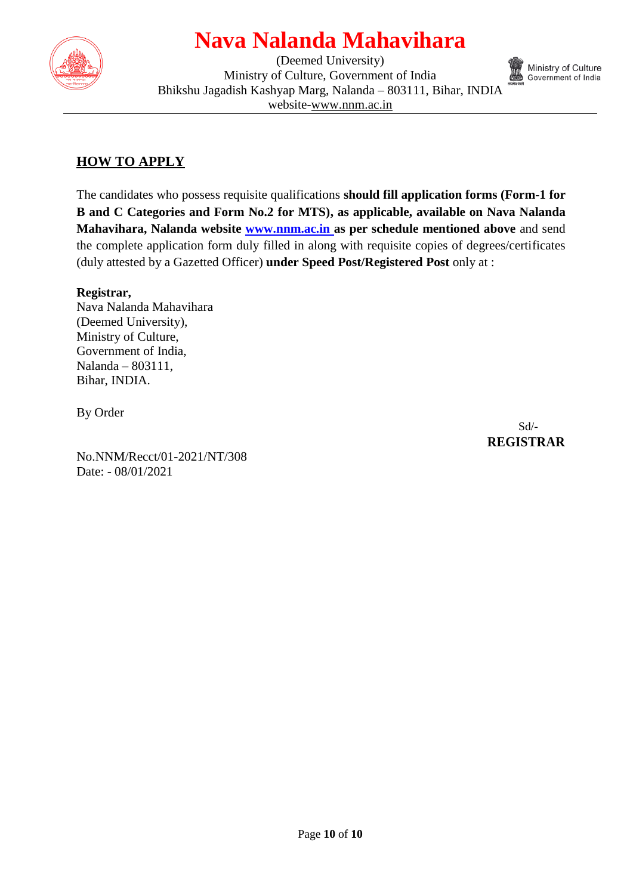# Nava Nalanda Mahavihara

(Deemed University)
Ministry of Culture, Government of India
Bhikshu Jagadish Kashyap Marg, Nalanda – 803111, Bihar, INDIA
website-www.nnm.ac.in

Ministry of Culture
Government of India

## HOW TO APPLY

The candidates who possess requisite qualifications **should fill application forms (Form-1 for B and C Categories and Form No.2 for MTS), as applicable, available on Nava Nalanda Mahavihara, Nalanda website www.nnm.ac.in as per schedule mentioned above** and send the complete application form duly filled in along with requisite copies of degrees/certificates (duly attested by a Gazetted Officer) **under Speed Post/Registered Post** only at :

**Registrar,**
Nava Nalanda Mahavihara
(Deemed University),
Ministry of Culture,
Government of India,
Nalanda – 803111,
Bihar, INDIA.

By Order

Sd/-
**REGISTRAR**

No.NNM/Recct/01-2021/NT/308
Date: - 08/01/2021